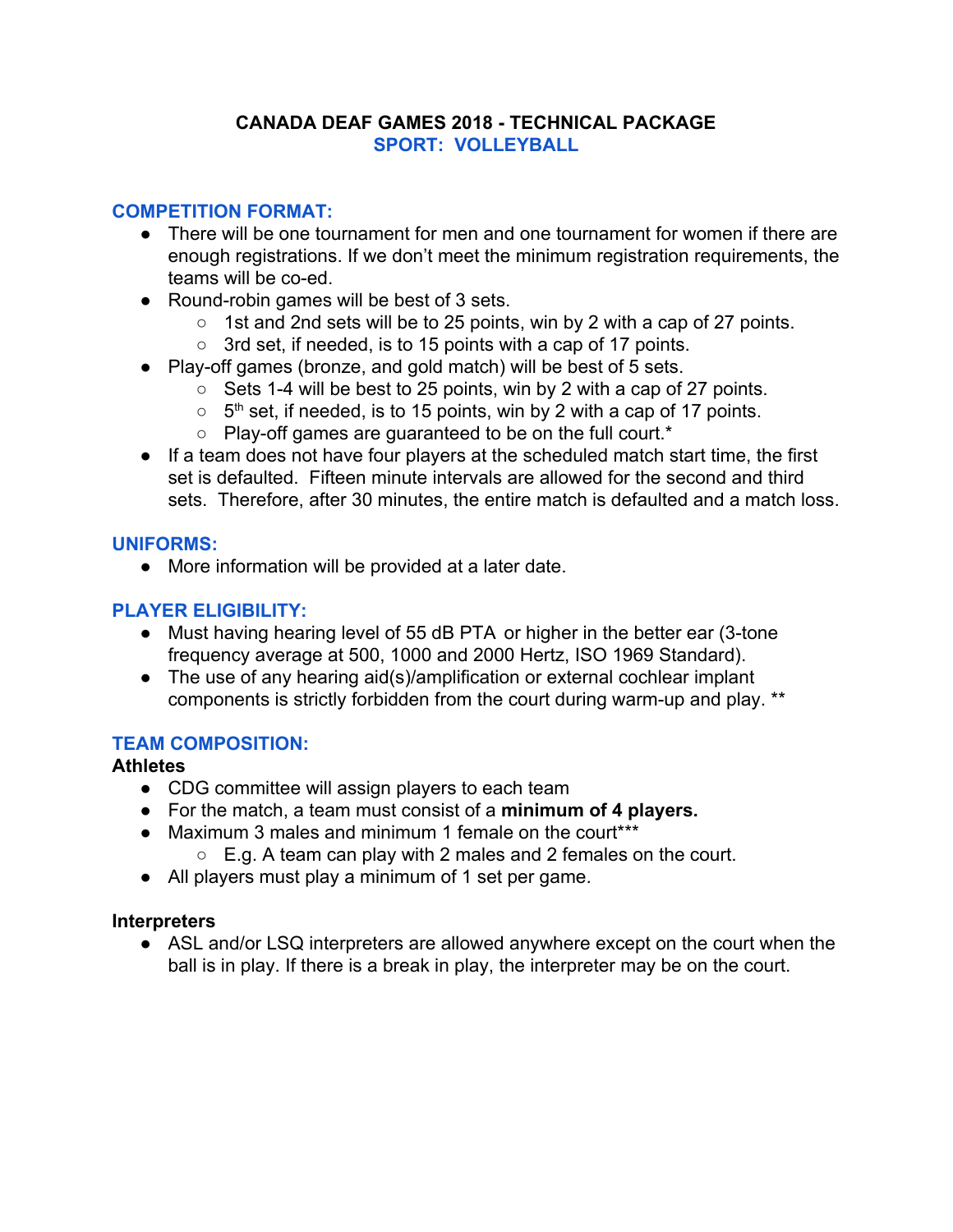# CANADA DEAF GAMES 2018 - TECHNICAL PACKAGE

## SPORT: VOLLEYBALL

### COMPETITION FORMAT:

- There will be one tournament for men and one tournament for women if there are enough registrations. If we don't meet the minimum registration requirements, the teams will be co-ed.
- Round-robin games will be best of 3 sets.
  - 1st and 2nd sets will be to 25 points, win by 2 with a cap of 27 points.
  - 3rd set, if needed, is to 15 points with a cap of 17 points.
- Play-off games (bronze, and gold match) will be best of 5 sets.
  - Sets 1-4 will be best to 25 points, win by 2 with a cap of 27 points.
  - 5th set, if needed, is to 15 points, win by 2 with a cap of 17 points.
  - Play-off games are guaranteed to be on the full court.*
- If a team does not have four players at the scheduled match start time, the first set is defaulted. Fifteen minute intervals are allowed for the second and third sets. Therefore, after 30 minutes, the entire match is defaulted and a match loss.

### UNIFORMS:

- More information will be provided at a later date.

### PLAYER ELIGIBILITY:

- Must having hearing level of 55 dB PTA or higher in the better ear (3-tone frequency average at 500, 1000 and 2000 Hertz, ISO 1969 Standard).
- The use of any hearing aid(s)/amplification or external cochlear implant components is strictly forbidden from the court during warm-up and play. **

### TEAM COMPOSITION:

**Athletes**

- CDG committee will assign players to each team
- For the match, a team must consist of a **minimum of 4 players.**
- Maximum 3 males and minimum 1 female on the court***
  - E.g. A team can play with 2 males and 2 females on the court.
- All players must play a minimum of 1 set per game.

**Interpreters**

- ASL and/or LSQ interpreters are allowed anywhere except on the court when the ball is in play. If there is a break in play, the interpreter may be on the court.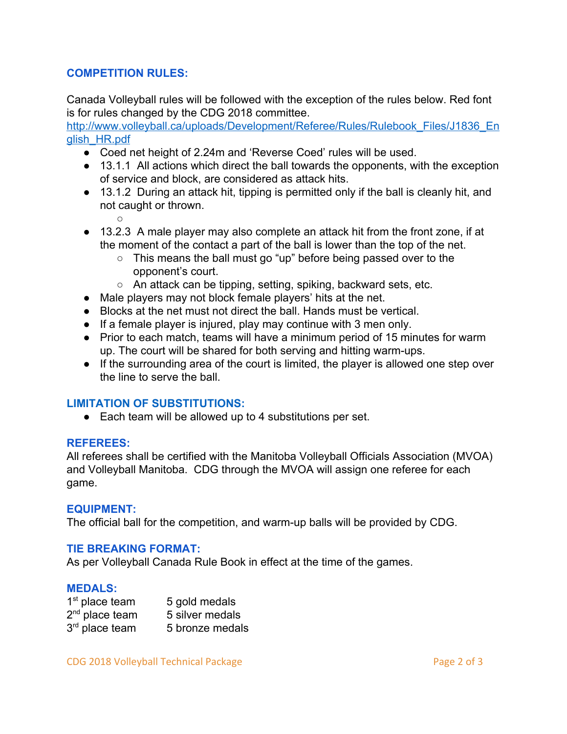## COMPETITION RULES:

Canada Volleyball rules will be followed with the exception of the rules below. Red font is for rules changed by the CDG 2018 committee.
http://www.volleyball.ca/uploads/Development/Referee/Rules/Rulebook_Files/J1836_English_HR.pdf

- Coed net height of 2.24m and 'Reverse Coed' rules will be used.
- 13.1.1 All actions which direct the ball towards the opponents, with the exception of service and block, are considered as attack hits.
- 13.1.2 During an attack hit, tipping is permitted only if the ball is cleanly hit, and not caught or thrown.
- 13.2.3 A male player may also complete an attack hit from the front zone, if at the moment of the contact a part of the ball is lower than the top of the net.
  - This means the ball must go "up" before being passed over to the opponent's court.
  - An attack can be tipping, setting, spiking, backward sets, etc.
- Male players may not block female players' hits at the net.
- Blocks at the net must not direct the ball. Hands must be vertical.
- If a female player is injured, play may continue with 3 men only.
- Prior to each match, teams will have a minimum period of 15 minutes for warm up. The court will be shared for both serving and hitting warm-ups.
- If the surrounding area of the court is limited, the player is allowed one step over the line to serve the ball.

## LIMITATION OF SUBSTITUTIONS:

- Each team will be allowed up to 4 substitutions per set.

## REFEREES:

All referees shall be certified with the Manitoba Volleyball Officials Association (MVOA) and Volleyball Manitoba. CDG through the MVOA will assign one referee for each game.

## EQUIPMENT:

The official ball for the competition, and warm-up balls will be provided by CDG.

## TIE BREAKING FORMAT:

As per Volleyball Canada Rule Book in effect at the time of the games.

## MEDALS:

| | |
|---|---|
| 1st place team | 5 gold medals |
| 2nd place team | 5 silver medals |
| 3rd place team | 5 bronze medals |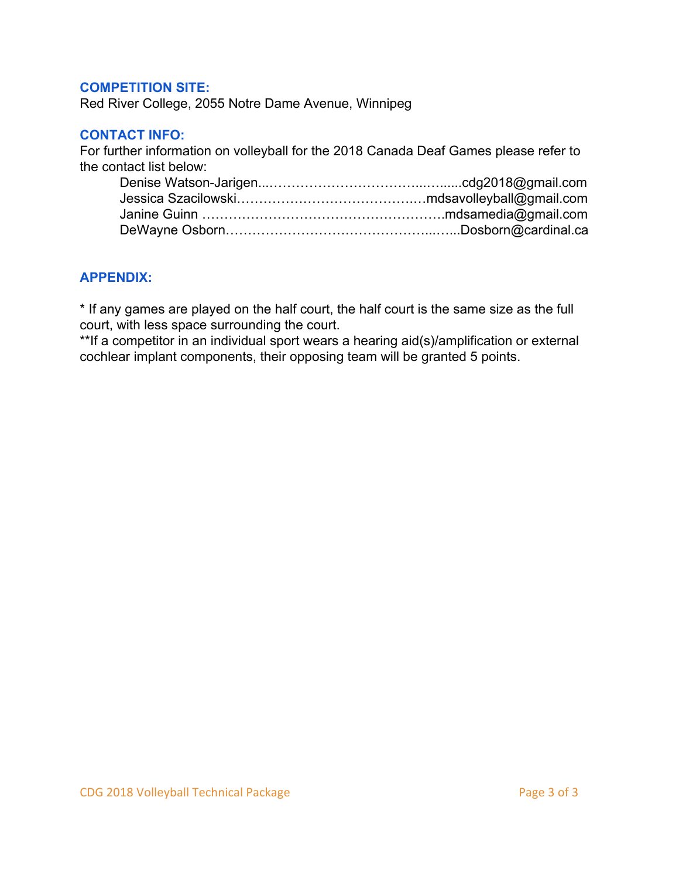### COMPETITION SITE:

Red River College, 2055 Notre Dame Avenue, Winnipeg

### CONTACT INFO:

For further information on volleyball for the 2018 Canada Deaf Games please refer to the contact list below:

Denise Watson-Jarigen...…………………………..…......cdg2018@gmail.com
Jessica Szacilowski…………………….…………….…mdsavolleyball@gmail.com
Janine Guinn ………………………………………………mdsamedia@gmail.com
DeWayne Osborn……………………………………...…...Dosborn@cardinal.ca

### APPENDIX:

* If any games are played on the half court, the half court is the same size as the full court, with less space surrounding the court.
**If a competitor in an individual sport wears a hearing aid(s)/amplification or external cochlear implant components, their opposing team will be granted 5 points.